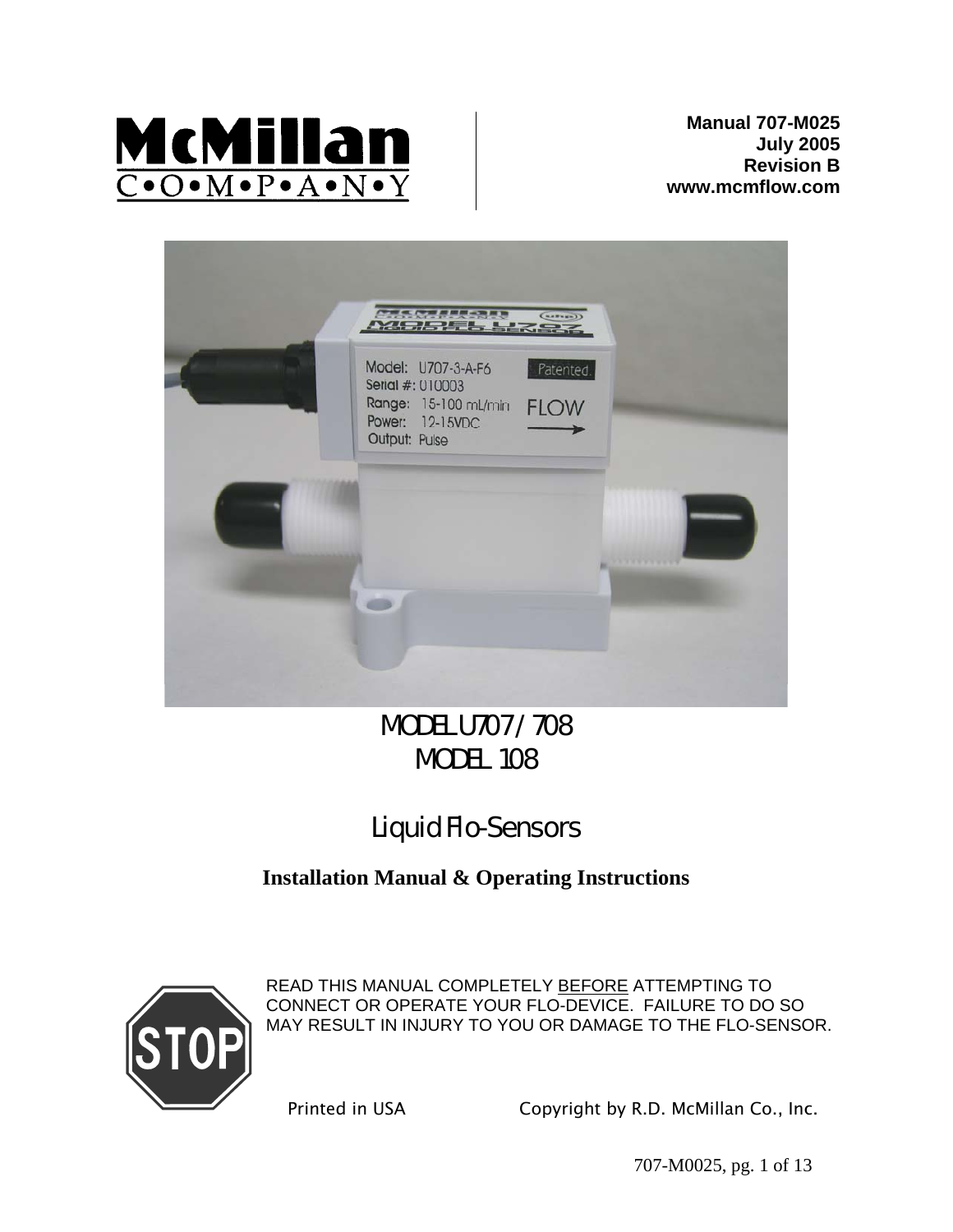McMillan
C•O•M•P•A•N•Y

**Manual 707-M025**
**July 2005**
**Revision B**
**www.mcmflow.com**

# MODEL U707 / 708
# MODEL 108

## Liquid Flo-Sensors

**Installation Manual & Operating Instructions**

STOP

READ THIS MANUAL COMPLETELY BEFORE ATTEMPTING TO CONNECT OR OPERATE YOUR FLO-DEVICE. FAILURE TO DO SO MAY RESULT IN INJURY TO YOU OR DAMAGE TO THE FLO-SENSOR.

Printed in USA Copyright by R.D. McMillan Co., Inc.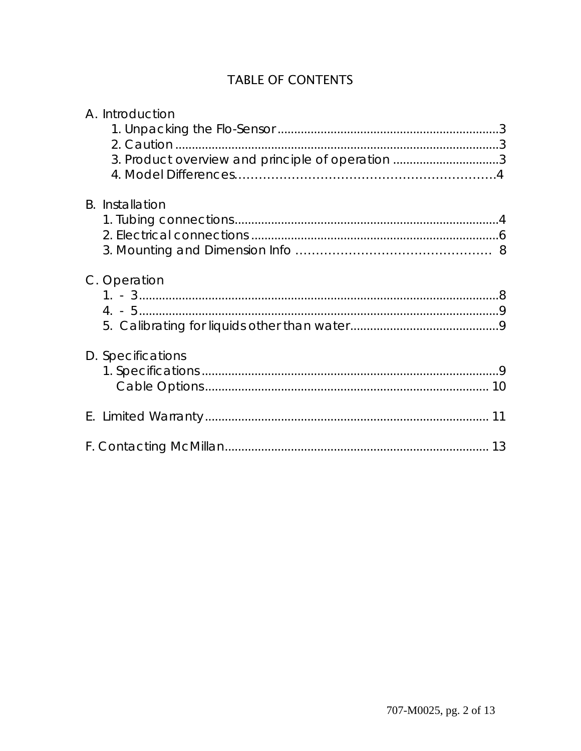# TABLE OF CONTENTS

A. Introduction
- 1. Unpacking the Flo-Sensor....................................................................3
- 2. Caution....................................................................................................3
- 3. Product overview and principle of operation ................................3
- 4. Model Differences...................................................................................4

B. Installation
- 1. Tubing connections...............................................................................4
- 2. Electrical connections..........................................................................6
- 3. Mounting and Dimension Info .......................................................... 8

C. Operation
- 1. - 3..............................................................................................................8
- 4. - 5..............................................................................................................9
- 5. Calibrating for liquids other than water.............................................9

D. Specifications
- 1. Specifications........................................................................................9
  - Cable Options..................................................................................... 10

E. Limited Warranty..................................................................................... 11

F. Contacting McMillan............................................................................... 13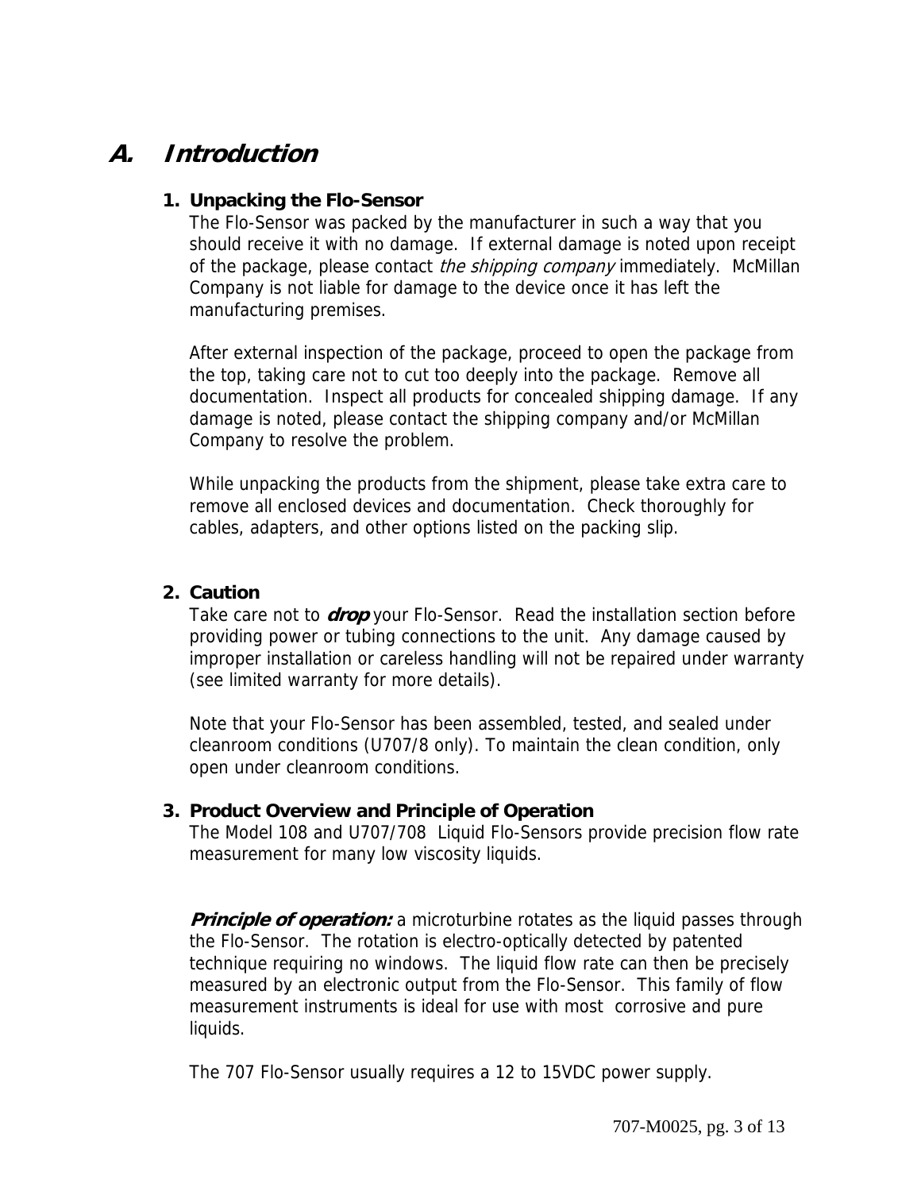# A. Introduction

### 1. Unpacking the Flo-Sensor

The Flo-Sensor was packed by the manufacturer in such a way that you should receive it with no damage. If external damage is noted upon receipt of the package, please contact *the shipping company* immediately. McMillan Company is not liable for damage to the device once it has left the manufacturing premises.

After external inspection of the package, proceed to open the package from the top, taking care not to cut too deeply into the package. Remove all documentation. Inspect all products for concealed shipping damage. If any damage is noted, please contact the shipping company and/or McMillan Company to resolve the problem.

While unpacking the products from the shipment, please take extra care to remove all enclosed devices and documentation. Check thoroughly for cables, adapters, and other options listed on the packing slip.

### 2. Caution

Take care not to ***drop*** your Flo-Sensor. Read the installation section before providing power or tubing connections to the unit. Any damage caused by improper installation or careless handling will not be repaired under warranty (see limited warranty for more details).

Note that your Flo-Sensor has been assembled, tested, and sealed under cleanroom conditions (U707/8 only). To maintain the clean condition, only open under cleanroom conditions.

### 3. Product Overview and Principle of Operation

The Model 108 and U707/708 Liquid Flo-Sensors provide precision flow rate measurement for many low viscosity liquids.

***Principle of operation:*** a microturbine rotates as the liquid passes through the Flo-Sensor. The rotation is electro-optically detected by patented technique requiring no windows. The liquid flow rate can then be precisely measured by an electronic output from the Flo-Sensor. This family of flow measurement instruments is ideal for use with most corrosive and pure liquids.

The 707 Flo-Sensor usually requires a 12 to 15VDC power supply.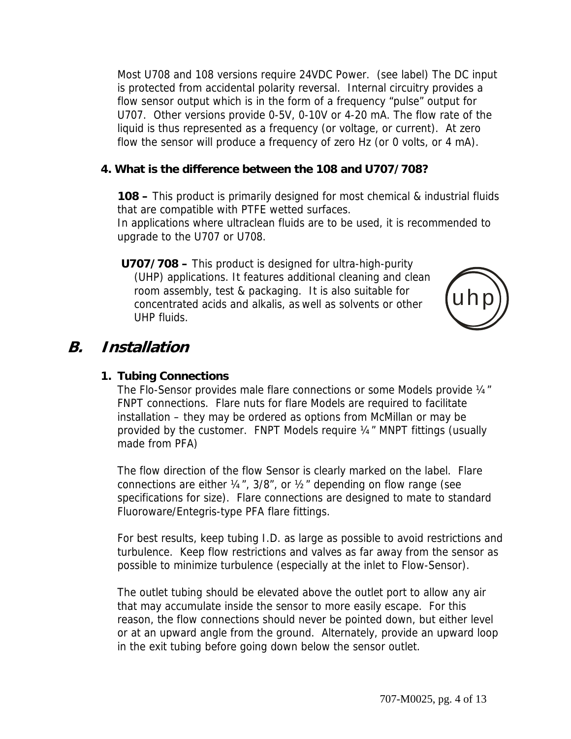Most U708 and 108 versions require 24VDC Power. (see label) The DC input is protected from accidental polarity reversal. Internal circuitry provides a flow sensor output which is in the form of a frequency "pulse" output for U707. Other versions provide 0-5V, 0-10V or 4-20 mA. The flow rate of the liquid is thus represented as a frequency (or voltage, or current). At zero flow the sensor will produce a frequency of zero Hz (or 0 volts, or 4 mA).

**4. What is the difference between the 108 and U707/708?**

**108 –** This product is primarily designed for most chemical & industrial fluids that are compatible with PTFE wetted surfaces.
In applications where ultraclean fluids are to be used, it is recommended to upgrade to the U707 or U708.

**U707/708 –** This product is designed for ultra-high-purity (UHP) applications. It features additional cleaning and clean room assembly, test & packaging. It is also suitable for concentrated acids and alkalis, as well as solvents or other UHP fluids.

uhp

## *B. Installation*

**1. Tubing Connections**

The Flo-Sensor provides male flare connections or some Models provide ¼" FNPT connections. Flare nuts for flare Models are required to facilitate installation – they may be ordered as options from McMillan or may be provided by the customer. FNPT Models require ¼" MNPT fittings (usually made from PFA)

The flow direction of the flow Sensor is clearly marked on the label. Flare connections are either ¼", 3/8", or ½" depending on flow range (see specifications for size). Flare connections are designed to mate to standard Fluoroware/Entegris-type PFA flare fittings.

For best results, keep tubing I.D. as large as possible to avoid restrictions and turbulence. Keep flow restrictions and valves as far away from the sensor as possible to minimize turbulence (especially at the inlet to Flow-Sensor).

The outlet tubing should be elevated above the outlet port to allow any air that may accumulate inside the sensor to more easily escape. For this reason, the flow connections should never be pointed down, but either level or at an upward angle from the ground. Alternately, provide an upward loop in the exit tubing before going down below the sensor outlet.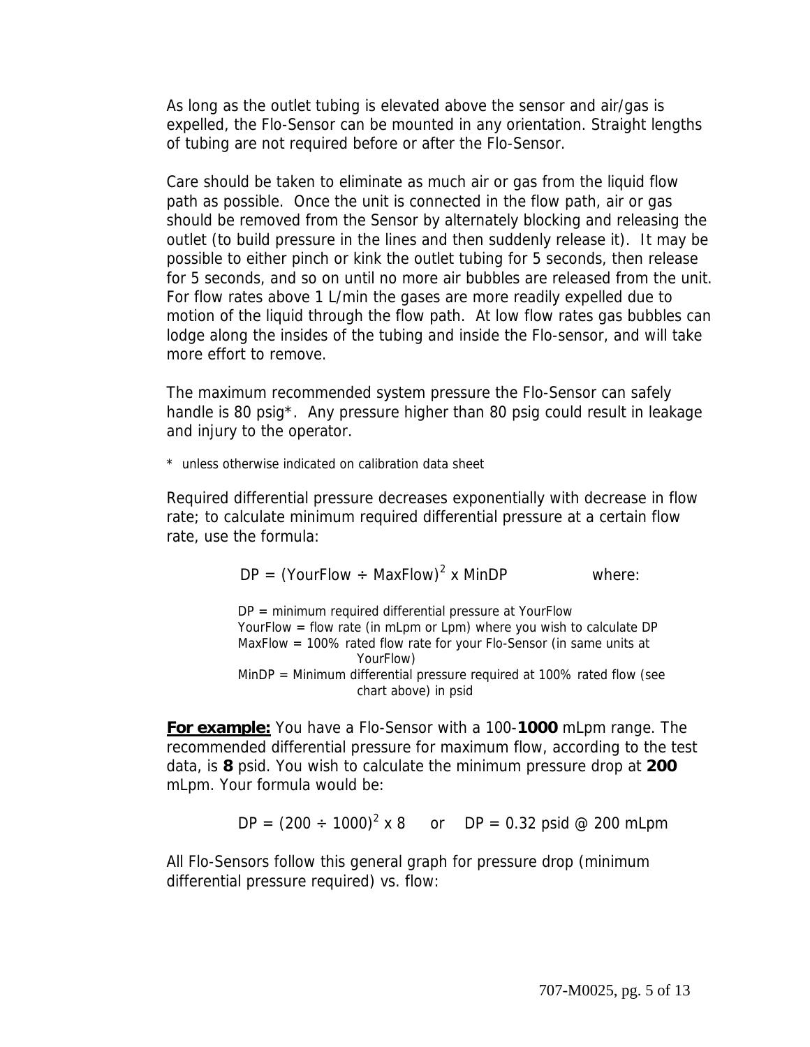As long as the outlet tubing is elevated above the sensor and air/gas is expelled, the Flo-Sensor can be mounted in any orientation. Straight lengths of tubing are not required before or after the Flo-Sensor.

Care should be taken to eliminate as much air or gas from the liquid flow path as possible. Once the unit is connected in the flow path, air or gas should be removed from the Sensor by alternately blocking and releasing the outlet (to build pressure in the lines and then suddenly release it). It may be possible to either pinch or kink the outlet tubing for 5 seconds, then release for 5 seconds, and so on until no more air bubbles are released from the unit. For flow rates above 1 L/min the gases are more readily expelled due to motion of the liquid through the flow path. At low flow rates gas bubbles can lodge along the insides of the tubing and inside the Flo-sensor, and will take more effort to remove.

The maximum recommended system pressure the Flo-Sensor can safely handle is 80 psig*. Any pressure higher than 80 psig could result in leakage and injury to the operator.

\* unless otherwise indicated on calibration data sheet

Required differential pressure decreases exponentially with decrease in flow rate; to calculate minimum required differential pressure at a certain flow rate, use the formula:

$$DP = (YourFlow \div MaxFlow)^2 \times MinDP$$

where:

DP = minimum required differential pressure at YourFlow
YourFlow = flow rate (in mLpm or Lpm) where you wish to calculate DP
MaxFlow = 100% rated flow rate for your Flo-Sensor (in same units at YourFlow)
MinDP = Minimum differential pressure required at 100% rated flow (see chart above) in psid

**For example:** You have a Flo-Sensor with a 100-**1000** mLpm range. The recommended differential pressure for maximum flow, according to the test data, is **8** psid. You wish to calculate the minimum pressure drop at **200** mLpm. Your formula would be:

$$DP = (200 \div 1000)^2 \times 8 \quad \text{or} \quad DP = 0.32 \text{ psid @ } 200 \text{ mLpm}$$

All Flo-Sensors follow this general graph for pressure drop (minimum differential pressure required) vs. flow: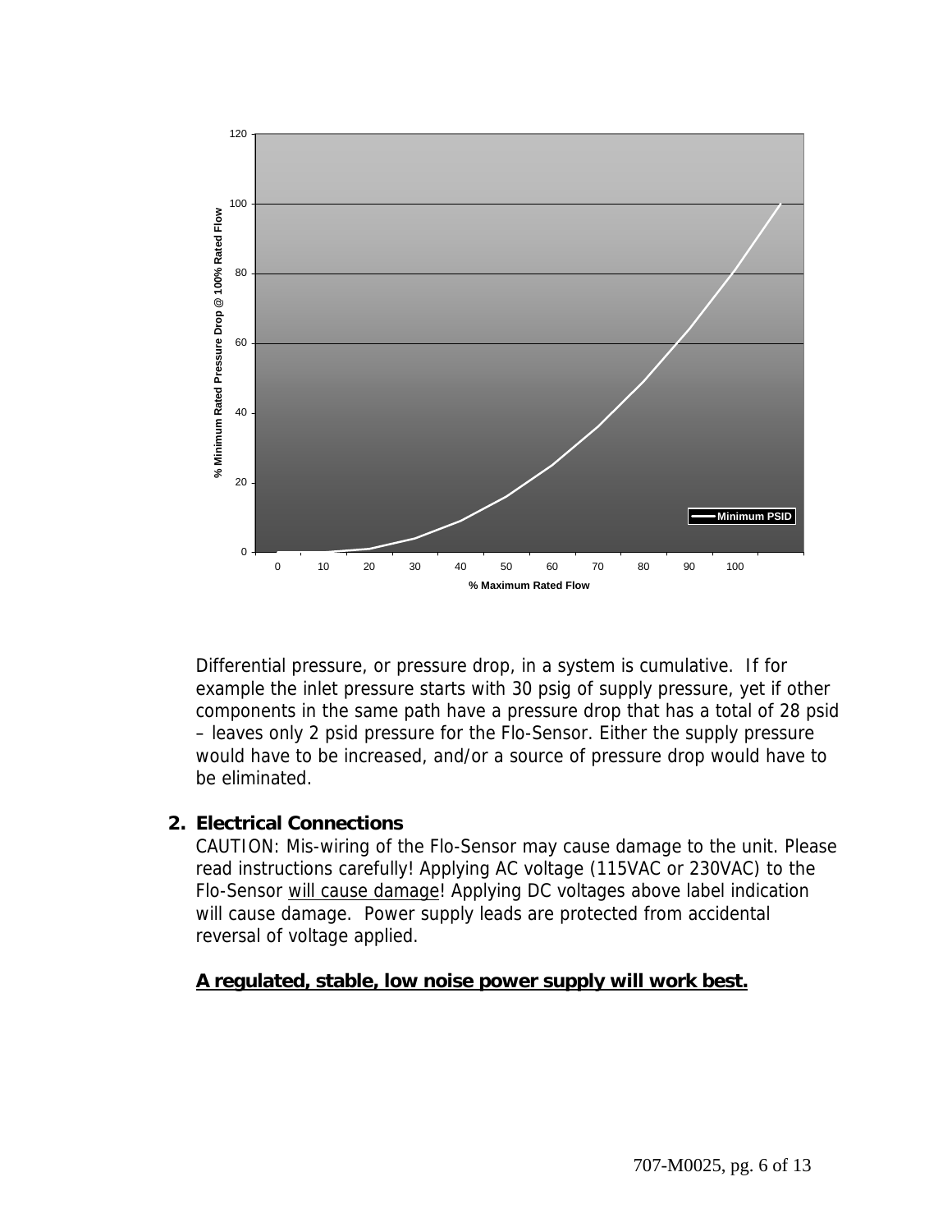Differential pressure, or pressure drop, in a system is cumulative. If for example the inlet pressure starts with 30 psig of supply pressure, yet if other components in the same path have a pressure drop that has a total of 28 psid – leaves only 2 psid pressure for the Flo-Sensor. Either the supply pressure would have to be increased, and/or a source of pressure drop would have to be eliminated.

## 2. Electrical Connections

CAUTION: Mis-wiring of the Flo-Sensor may cause damage to the unit. Please read instructions carefully! Applying AC voltage (115VAC or 230VAC) to the Flo-Sensor <u>will cause damage</u>! Applying DC voltages above label indication will cause damage. Power supply leads are protected from accidental reversal of voltage applied.

**<u>A regulated, stable, low noise power supply will work best.</u>**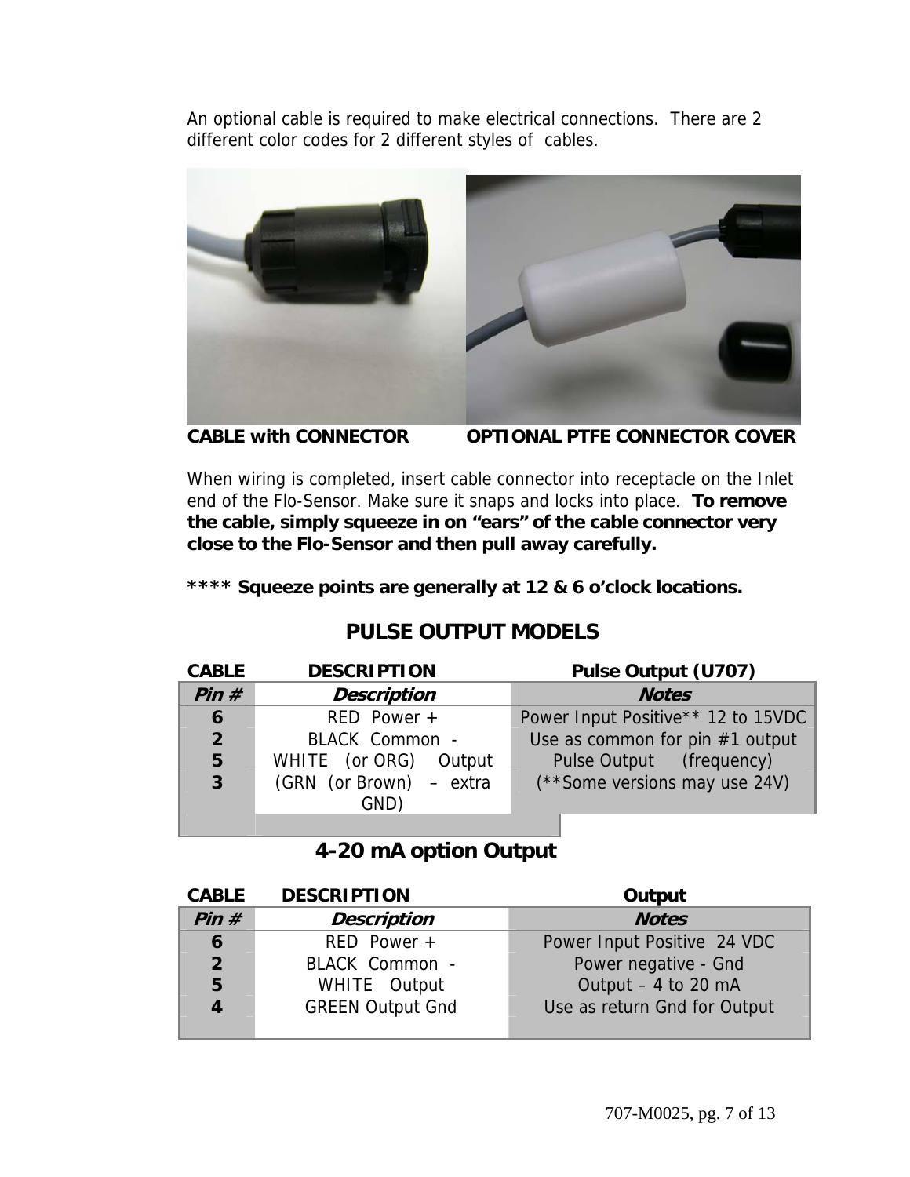An optional cable is required to make electrical connections. There are 2 different color codes for 2 different styles of cables.

**CABLE with CONNECTOR** **OPTIONAL PTFE CONNECTOR COVER**

When wiring is completed, insert cable connector into receptacle on the Inlet end of the Flo-Sensor. Make sure it snaps and locks into place. **To remove the cable, simply squeeze in on "ears" of the cable connector very close to the Flo-Sensor and then pull away carefully.**

**\*\*\*\* Squeeze points are generally at 12 & 6 o'clock locations.**

## PULSE OUTPUT MODELS

**CABLE** **DESCRIPTION** **Pulse Output (U707)**

| *Pin #* | *Description* | *Notes* |
|---|---|---|
| 6 | RED Power + | Power Input Positive** 12 to 15VDC |
| 2 | BLACK Common - | Use as common for pin #1 output |
| 5 | WHITE (or ORG) Output | Pulse Output (frequency) |
| 3 | (GRN (or Brown) – extra GND) | (**Some versions may use 24V) |

## 4-20 mA option Output

**CABLE** **DESCRIPTION** **Output**

| *Pin #* | *Description* | *Notes* |
|---|---|---|
| 6 | RED Power + | Power Input Positive 24 VDC |
| 2 | BLACK Common - | Power negative - Gnd |
| 5 | WHITE Output | Output – 4 to 20 mA |
| 4 | GREEN Output Gnd | Use as return Gnd for Output |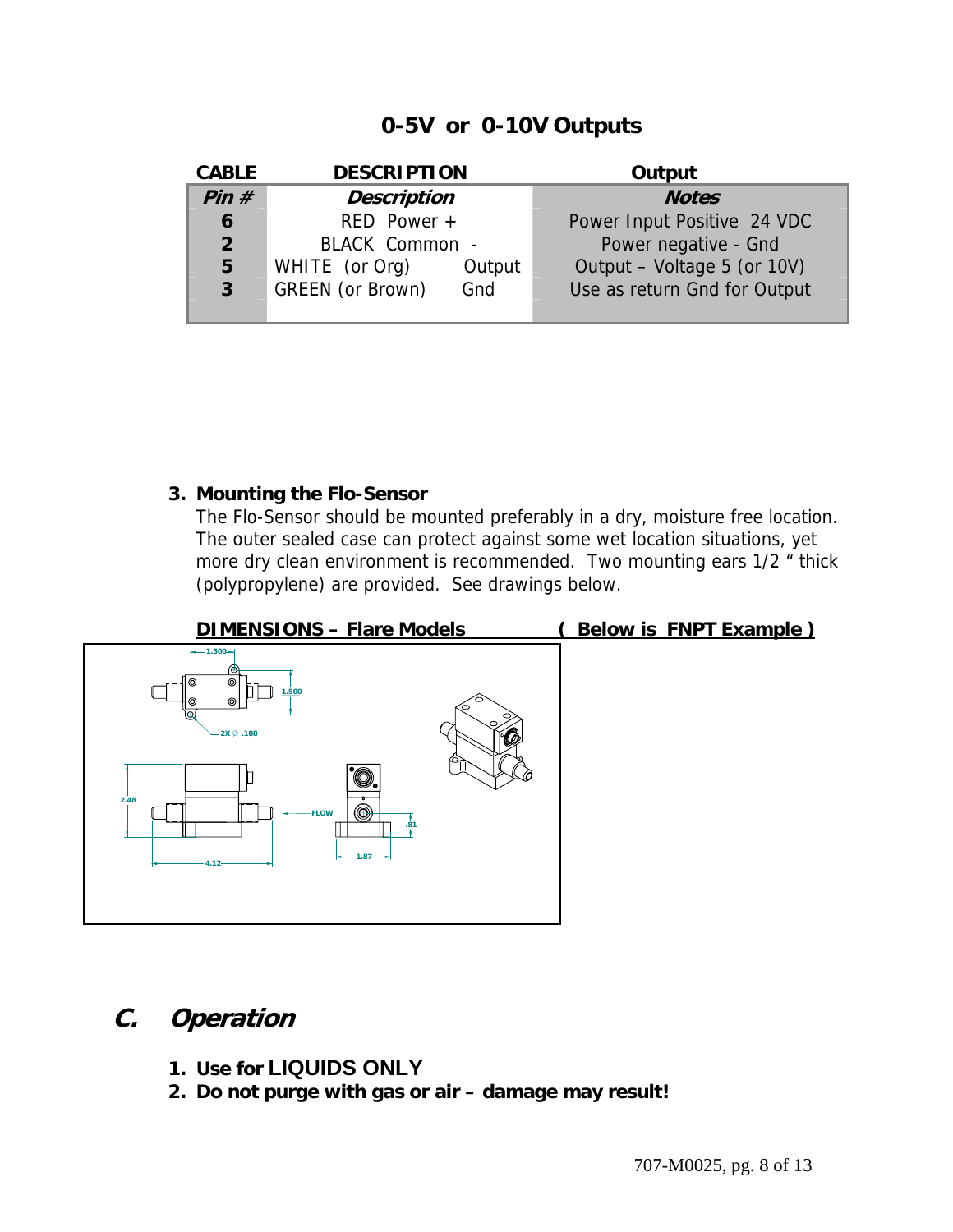## 0-5V or 0-10V Outputs

| CABLE | DESCRIPTION | | Output |
|---|---|---|---|
| ***Pin #*** | ***Description*** | | ***Notes*** |
| **6** | RED Power + | | Power Input Positive 24 VDC |
| **2** | BLACK Common - | | Power negative - Gnd |
| **5** | WHITE (or Org) | Output | Output – Voltage 5 (or 10V) |
| **3** | GREEN (or Brown) | Gnd | Use as return Gnd for Output |

**3. Mounting the Flo-Sensor**

The Flo-Sensor should be mounted preferably in a dry, moisture free location. The outer sealed case can protect against some wet location situations, yet more dry clean environment is recommended. Two mounting ears 1/2 " thick (polypropylene) are provided. See drawings below.

**DIMENSIONS – Flare Models** **( Below is FNPT Example )**

1.500  
1.500  
2X ∅ .188  
2.48  
FLOW  
.81  
4.12  
1.87

# C. *Operation*

1. **Use for LIQUIDS ONLY**
2. **Do not purge with gas or air – damage may result!**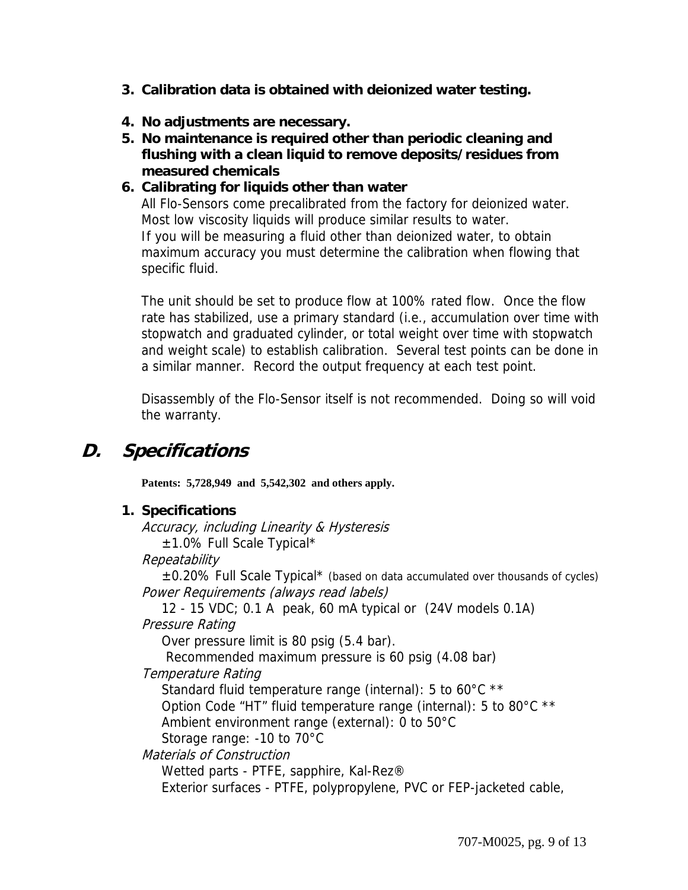3. **Calibration data is obtained with deionized water testing.**

4. **No adjustments are necessary.**
5. **No maintenance is required other than periodic cleaning and flushing with a clean liquid to remove deposits/residues from measured chemicals**
6. **Calibrating for liquids other than water**
   All Flo-Sensors come precalibrated from the factory for deionized water. Most low viscosity liquids will produce similar results to water.
   If you will be measuring a fluid other than deionized water, to obtain maximum accuracy you must determine the calibration when flowing that specific fluid.

   The unit should be set to produce flow at 100% rated flow. Once the flow rate has stabilized, use a primary standard (i.e., accumulation over time with stopwatch and graduated cylinder, or total weight over time with stopwatch and weight scale) to establish calibration. Several test points can be done in a similar manner. Record the output frequency at each test point.

   Disassembly of the Flo-Sensor itself is not recommended. Doing so will void the warranty.

## D. Specifications

**Patents: 5,728,949 and 5,542,302 and others apply.**

1. **Specifications**
   *Accuracy, including Linearity & Hysteresis*
   ±1.0% Full Scale Typical*
   *Repeatability*
   ±0.20% Full Scale Typical* (based on data accumulated over thousands of cycles)
   *Power Requirements (always read labels)*
   12 - 15 VDC; 0.1 A peak, 60 mA typical or (24V models 0.1A)
   *Pressure Rating*
   Over pressure limit is 80 psig (5.4 bar).
   Recommended maximum pressure is 60 psig (4.08 bar)
   *Temperature Rating*
   Standard fluid temperature range (internal): 5 to 60°C **
   Option Code "HT" fluid temperature range (internal): 5 to 80°C **
   Ambient environment range (external): 0 to 50°C
   Storage range: -10 to 70°C
   *Materials of Construction*
   Wetted parts - PTFE, sapphire, Kal-Rez®
   Exterior surfaces - PTFE, polypropylene, PVC or FEP-jacketed cable,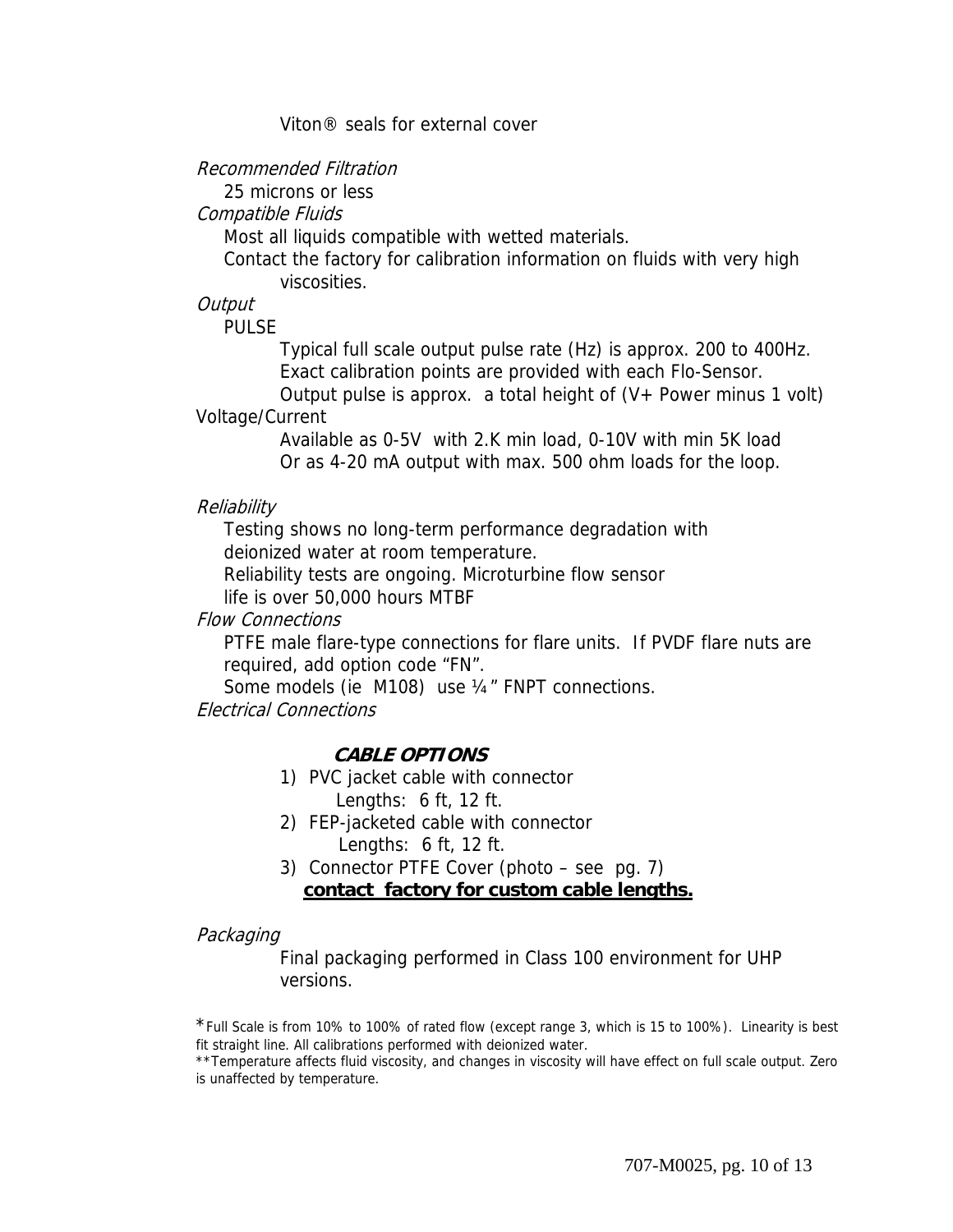Viton® seals for external cover

*Recommended Filtration*

25 microns or less

*Compatible Fluids*

Most all liquids compatible with wetted materials.

Contact the factory for calibration information on fluids with very high viscosities.

*Output*

PULSE

Typical full scale output pulse rate (Hz) is approx. 200 to 400Hz.
Exact calibration points are provided with each Flo-Sensor.
Output pulse is approx. a total height of (V+ Power minus 1 volt)

Voltage/Current

Available as 0-5V with 2.K min load, 0-10V with min 5K load
Or as 4-20 mA output with max. 500 ohm loads for the loop.

*Reliability*

Testing shows no long-term performance degradation with deionized water at room temperature.

Reliability tests are ongoing. Microturbine flow sensor life is over 50,000 hours MTBF

*Flow Connections*

PTFE male flare-type connections for flare units. If PVDF flare nuts are required, add option code "FN".

Some models (ie M108) use ¼" FNPT connections.

*Electrical Connections*

***CABLE OPTIONS***

1) PVC jacket cable with connector
   Lengths: 6 ft, 12 ft.
2) FEP-jacketed cable with connector
   Lengths: 6 ft, 12 ft.
3) Connector PTFE Cover (photo – see pg. 7)

**contact factory for custom cable lengths.**

*Packaging*

Final packaging performed in Class 100 environment for UHP versions.

*Full Scale is from 10% to 100% of rated flow (except range 3, which is 15 to 100%). Linearity is best fit straight line. All calibrations performed with deionized water.

**Temperature affects fluid viscosity, and changes in viscosity will have effect on full scale output. Zero is unaffected by temperature.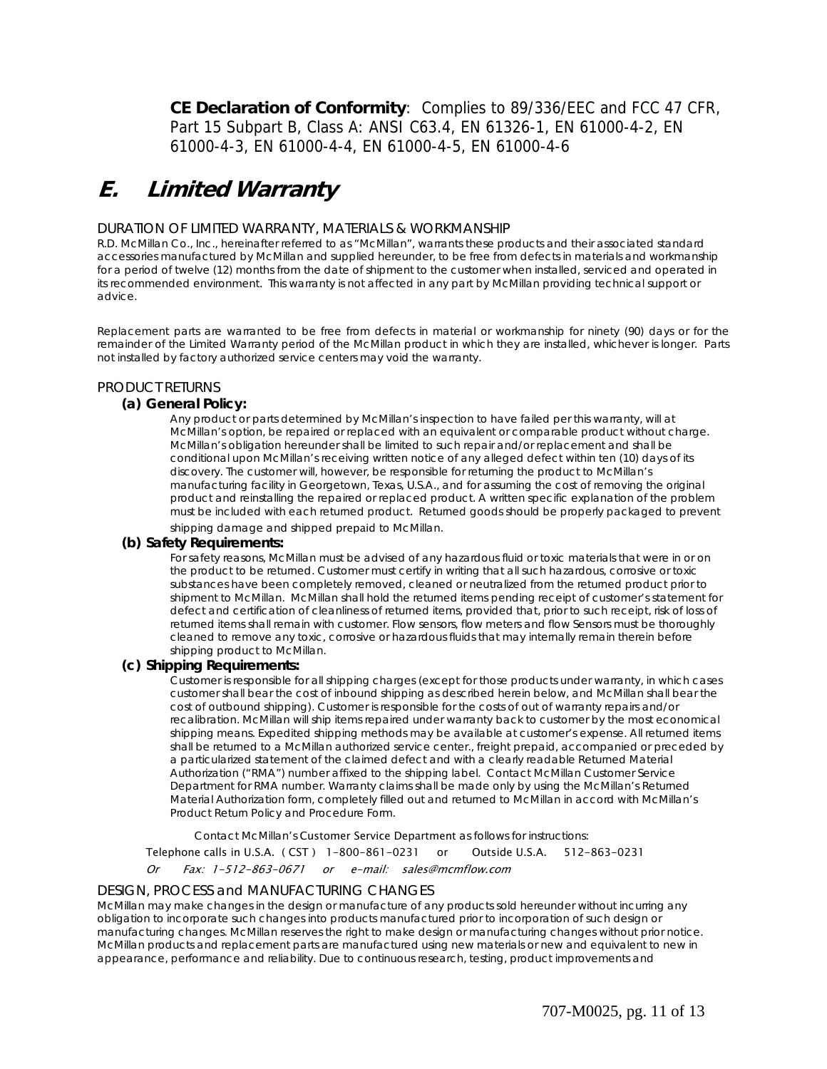**CE Declaration of Conformity**: Complies to 89/336/EEC and FCC 47 CFR, Part 15 Subpart B, Class A: ANSI C63.4, EN 61326-1, EN 61000-4-2, EN 61000-4-3, EN 61000-4-4, EN 61000-4-5, EN 61000-4-6

# *E. Limited Warranty*

DURATION OF LIMITED WARRANTY, MATERIALS & WORKMANSHIP

R.D. McMillan Co., Inc., hereinafter referred to as "McMillan", warrants these products and their associated standard accessories manufactured by McMillan and supplied hereunder, to be free from defects in materials and workmanship for a period of twelve (12) months from the date of shipment to the customer when installed, serviced and operated in its recommended environment. This warranty is not affected in any part by McMillan providing technical support or advice.

Replacement parts are warranted to be free from defects in material or workmanship for ninety (90) days or for the remainder of the Limited Warranty period of the McMillan product in which they are installed, whichever is longer. Parts not installed by factory authorized service centers may void the warranty.

PRODUCT RETURNS

**(a) General Policy:**

Any product or parts determined by McMillan's inspection to have failed per this warranty, will at McMillan's option, be repaired or replaced with an equivalent or comparable product without charge. McMillan's obligation hereunder shall be limited to such repair and/or replacement and shall be conditional upon McMillan's receiving written notice of any alleged defect within ten (10) days of its discovery. The customer will, however, be responsible for returning the product to McMillan's manufacturing facility in Georgetown, Texas, U.S.A., and for assuming the cost of removing the original product and reinstalling the repaired or replaced product. A written specific explanation of the problem must be included with each returned product. Returned goods should be properly packaged to prevent shipping damage and shipped prepaid to McMillan.

**(b) Safety Requirements:**

For safety reasons, McMillan must be advised of any hazardous fluid or toxic materials that were in or on the product to be returned. Customer must certify in writing that all such hazardous, corrosive or toxic substances have been completely removed, cleaned or neutralized from the returned product prior to shipment to McMillan. McMillan shall hold the returned items pending receipt of customer's statement for defect and certification of cleanliness of returned items, provided that, prior to such receipt, risk of loss of returned items shall remain with customer. Flow sensors, flow meters and flow Sensors must be thoroughly cleaned to remove any toxic, corrosive or hazardous fluids that may internally remain therein before shipping product to McMillan.

**(c) Shipping Requirements:**

Customer is responsible for all shipping charges (except for those products under warranty, in which cases customer shall bear the cost of inbound shipping as described herein below, and McMillan shall bear the cost of outbound shipping). Customer is responsible for the costs of out of warranty repairs and/or recalibration. McMillan will ship items repaired under warranty back to customer by the most economical shipping means. Expedited shipping methods may be available at customer's expense. All returned items shall be returned to a McMillan authorized service center., freight prepaid, accompanied or preceded by a particularized statement of the claimed defect and with a clearly readable Returned Material Authorization ("RMA") number affixed to the shipping label. Contact McMillan Customer Service Department for RMA number. Warranty claims shall be made only by using the McMillan's Returned Material Authorization form, completely filled out and returned to McMillan in accord with McMillan's Product Return Policy and Procedure Form.

Contact McMillan's Customer Service Department as follows for instructions:

Telephone calls in U.S.A. ( CST ) 1-800-861-0231 or Outside U.S.A. 512-863-0231

*Or Fax: 1-512-863-0671 or e-mail: sales@mcmflow.com*

DESIGN, PROCESS and MANUFACTURING CHANGES

McMillan may make changes in the design or manufacture of any products sold hereunder without incurring any obligation to incorporate such changes into products manufactured prior to incorporation of such design or manufacturing changes. McMillan reserves the right to make design or manufacturing changes without prior notice. McMillan products and replacement parts are manufactured using new materials or new and equivalent to new in appearance, performance and reliability. Due to continuous research, testing, product improvements and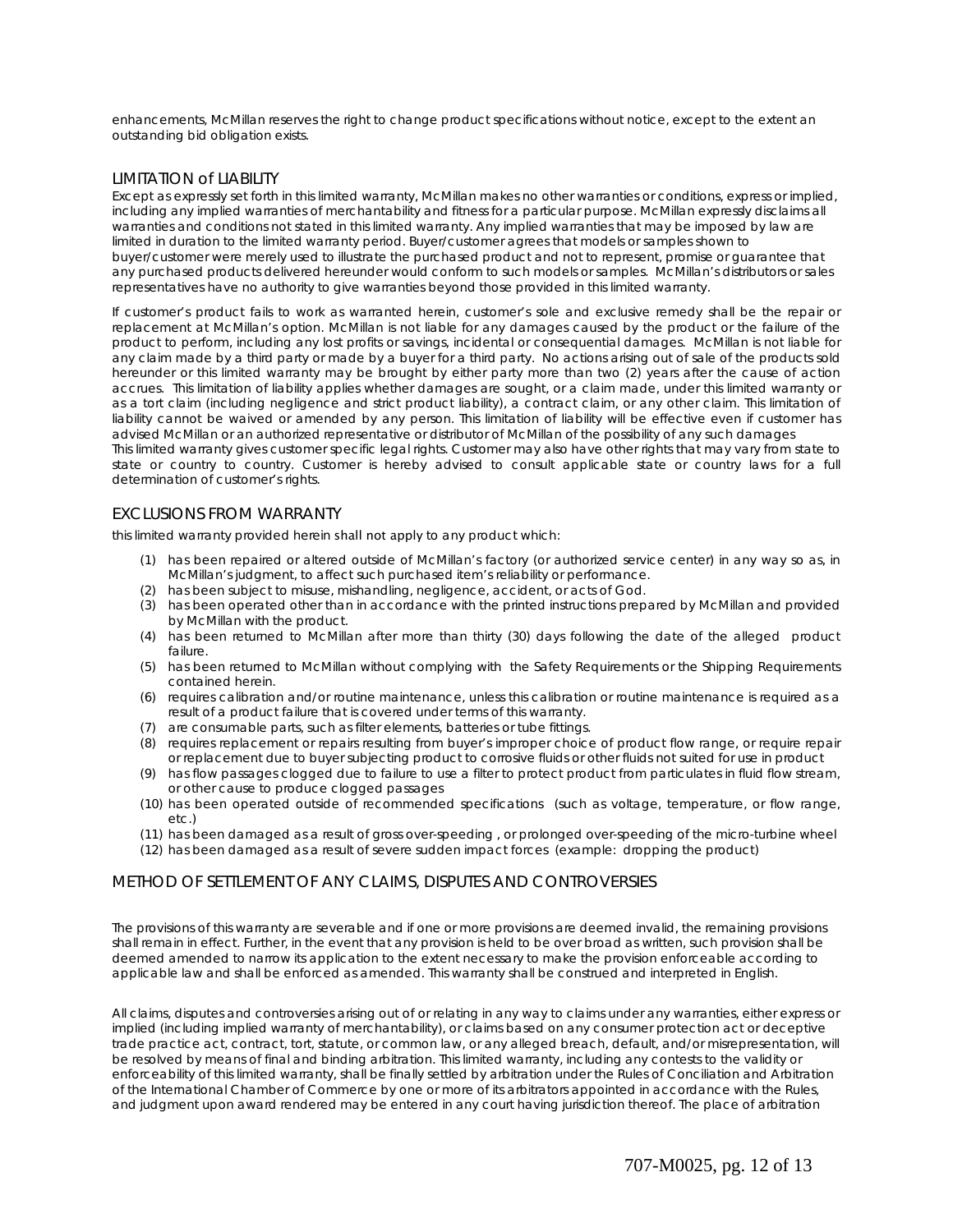enhancements, McMillan reserves the right to change product specifications without notice, except to the extent an outstanding bid obligation exists.

## LIMITATION of LIABILITY

Except as expressly set forth in this limited warranty, McMillan makes no other warranties or conditions, express or implied, including any implied warranties of merchantability and fitness for a particular purpose. McMillan expressly disclaims all warranties and conditions not stated in this limited warranty. Any implied warranties that may be imposed by law are limited in duration to the limited warranty period. Buyer/customer agrees that models or samples shown to buyer/customer were merely used to illustrate the purchased product and not to represent, promise or guarantee that any purchased products delivered hereunder would conform to such models or samples. McMillan's distributors or sales representatives have no authority to give warranties beyond those provided in this limited warranty.

If customer's product fails to work as warranted herein, customer's sole and exclusive remedy shall be the repair or replacement at McMillan's option. McMillan is not liable for any damages caused by the product or the failure of the product to perform, including any lost profits or savings, incidental or consequential damages. McMillan is not liable for any claim made by a third party or made by a buyer for a third party. No actions arising out of sale of the products sold hereunder or this limited warranty may be brought by either party more than two (2) years after the cause of action accrues. This limitation of liability applies whether damages are sought, or a claim made, under this limited warranty or as a tort claim (including negligence and strict product liability), a contract claim, or any other claim. This limitation of liability cannot be waived or amended by any person. This limitation of liability will be effective even if customer has advised McMillan or an authorized representative or distributor of McMillan of the possibility of any such damages
This limited warranty gives customer specific legal rights. Customer may also have other rights that may vary from state to state or country to country. Customer is hereby advised to consult applicable state or country laws for a full determination of customer's rights.

## EXCLUSIONS FROM WARRANTY

this limited warranty provided herein shall not apply to any product which:

(1) has been repaired or altered outside of McMillan's factory (or authorized service center) in any way so as, in McMillan's judgment, to affect such purchased item's reliability or performance.
(2) has been subject to misuse, mishandling, negligence, accident, or acts of God.
(3) has been operated other than in accordance with the printed instructions prepared by McMillan and provided by McMillan with the product.
(4) has been returned to McMillan after more than thirty (30) days following the date of the alleged product failure.
(5) has been returned to McMillan without complying with the Safety Requirements or the Shipping Requirements contained herein.
(6) requires calibration and/or routine maintenance, unless this calibration or routine maintenance is required as a result of a product failure that is covered under terms of this warranty.
(7) are consumable parts, such as filter elements, batteries or tube fittings.
(8) requires replacement or repairs resulting from buyer's improper choice of product flow range, or require repair or replacement due to buyer subjecting product to corrosive fluids or other fluids not suited for use in product
(9) has flow passages clogged due to failure to use a filter to protect product from particulates in fluid flow stream, or other cause to produce clogged passages
(10) has been operated outside of recommended specifications (such as voltage, temperature, or flow range, etc.)
(11) has been damaged as a result of gross over-speeding , or prolonged over-speeding of the micro-turbine wheel
(12) has been damaged as a result of severe sudden impact forces (example: dropping the product)

## METHOD OF SETTLEMENT OF ANY CLAIMS, DISPUTES AND CONTROVERSIES

The provisions of this warranty are severable and if one or more provisions are deemed invalid, the remaining provisions shall remain in effect. Further, in the event that any provision is held to be over broad as written, such provision shall be deemed amended to narrow its application to the extent necessary to make the provision enforceable according to applicable law and shall be enforced as amended. This warranty shall be construed and interpreted in English.

All claims, disputes and controversies arising out of or relating in any way to claims under any warranties, either express or implied (including implied warranty of merchantability), or claims based on any consumer protection act or deceptive trade practice act, contract, tort, statute, or common law, or any alleged breach, default, and/or misrepresentation, will be resolved by means of final and binding arbitration. This limited warranty, including any contests to the validity or enforceability of this limited warranty, shall be finally settled by arbitration under the Rules of Conciliation and Arbitration of the International Chamber of Commerce by one or more of its arbitrators appointed in accordance with the Rules, and judgment upon award rendered may be entered in any court having jurisdiction thereof. The place of arbitration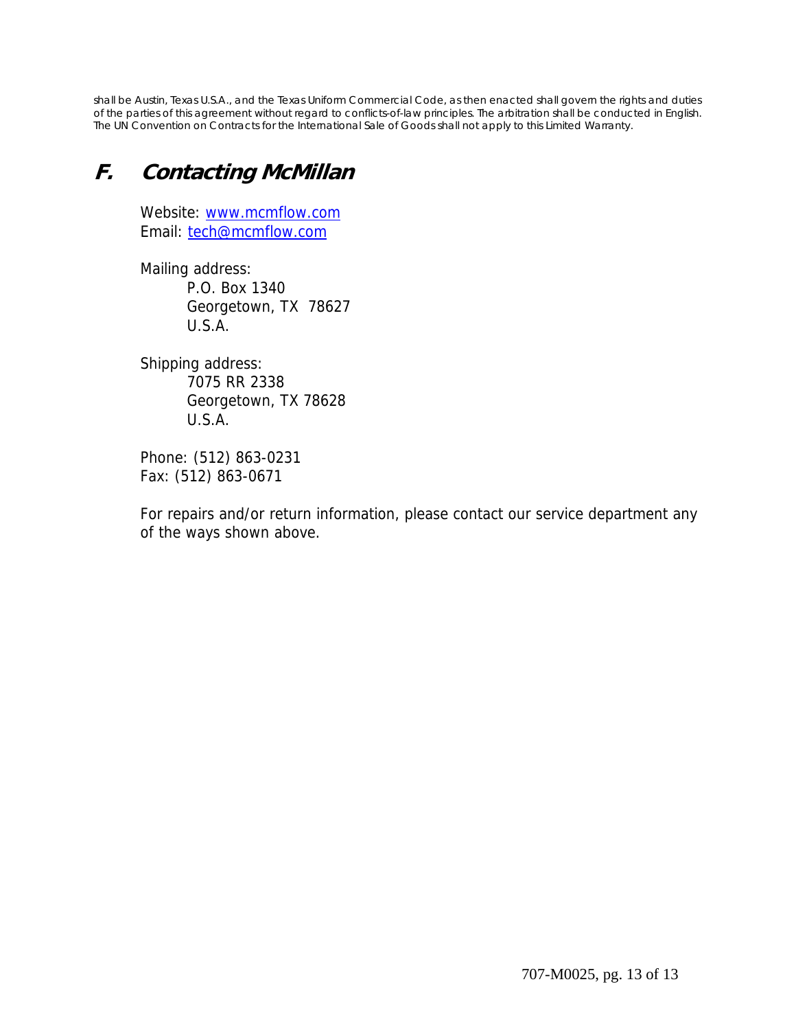shall be Austin, Texas U.S.A., and the Texas Uniform Commercial Code, as then enacted shall govern the rights and duties of the parties of this agreement without regard to conflicts-of-law principles. The arbitration shall be conducted in English. The UN Convention on Contracts for the International Sale of Goods shall not apply to this Limited Warranty.

## F. Contacting McMillan

Website: www.mcmflow.com
Email: tech@mcmflow.com

Mailing address:
P.O. Box 1340
Georgetown, TX 78627
U.S.A.

Shipping address:
7075 RR 2338
Georgetown, TX 78628
U.S.A.

Phone: (512) 863-0231
Fax: (512) 863-0671

For repairs and/or return information, please contact our service department any of the ways shown above.